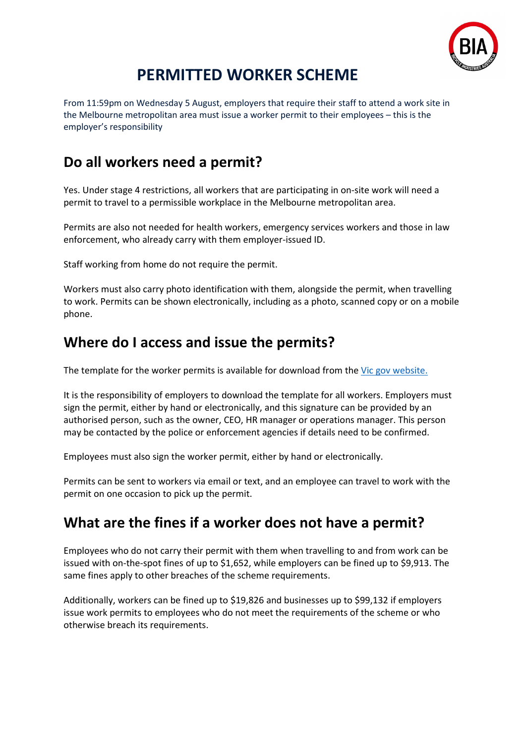# PERMITTED WORKER SCHEME

From 11:59pm on Wednesday 5 August, employers that require their staff to attend a work site in the Melbourne metropolitan area must issue a worker permit to their employees – this is the employer's responsibility

## Do all workers need a permit?

Yes. Under stage 4 restrictions, all workers that are participating in on-site work will need a permit to travel to a permissible workplace in the Melbourne metropolitan area.

Permits are also not needed for health workers, emergency services workers and those in law enforcement, who already carry with them employer-issued ID.

Staff working from home do not require the permit.

Workers must also carry photo identification with them, alongside the permit, when travelling to work. Permits can be shown electronically, including as a photo, scanned copy or on a mobile phone.

## Where do I access and issue the permits?

The template for the worker permits is available for download from the Vic gov website.

It is the responsibility of employers to download the template for all workers. Employers must sign the permit, either by hand or electronically, and this signature can be provided by an authorised person, such as the owner, CEO, HR manager or operations manager. This person may be contacted by the police or enforcement agencies if details need to be confirmed.

Employees must also sign the worker permit, either by hand or electronically.

Permits can be sent to workers via email or text, and an employee can travel to work with the permit on one occasion to pick up the permit.

## What are the fines if a worker does not have a permit?

Employees who do not carry their permit with them when travelling to and from work can be issued with on-the-spot fines of up to $1,652, while employers can be fined up to $9,913. The same fines apply to other breaches of the scheme requirements.

Additionally, workers can be fined up to $19,826 and businesses up to $99,132 if employers issue work permits to employees who do not meet the requirements of the scheme or who otherwise breach its requirements.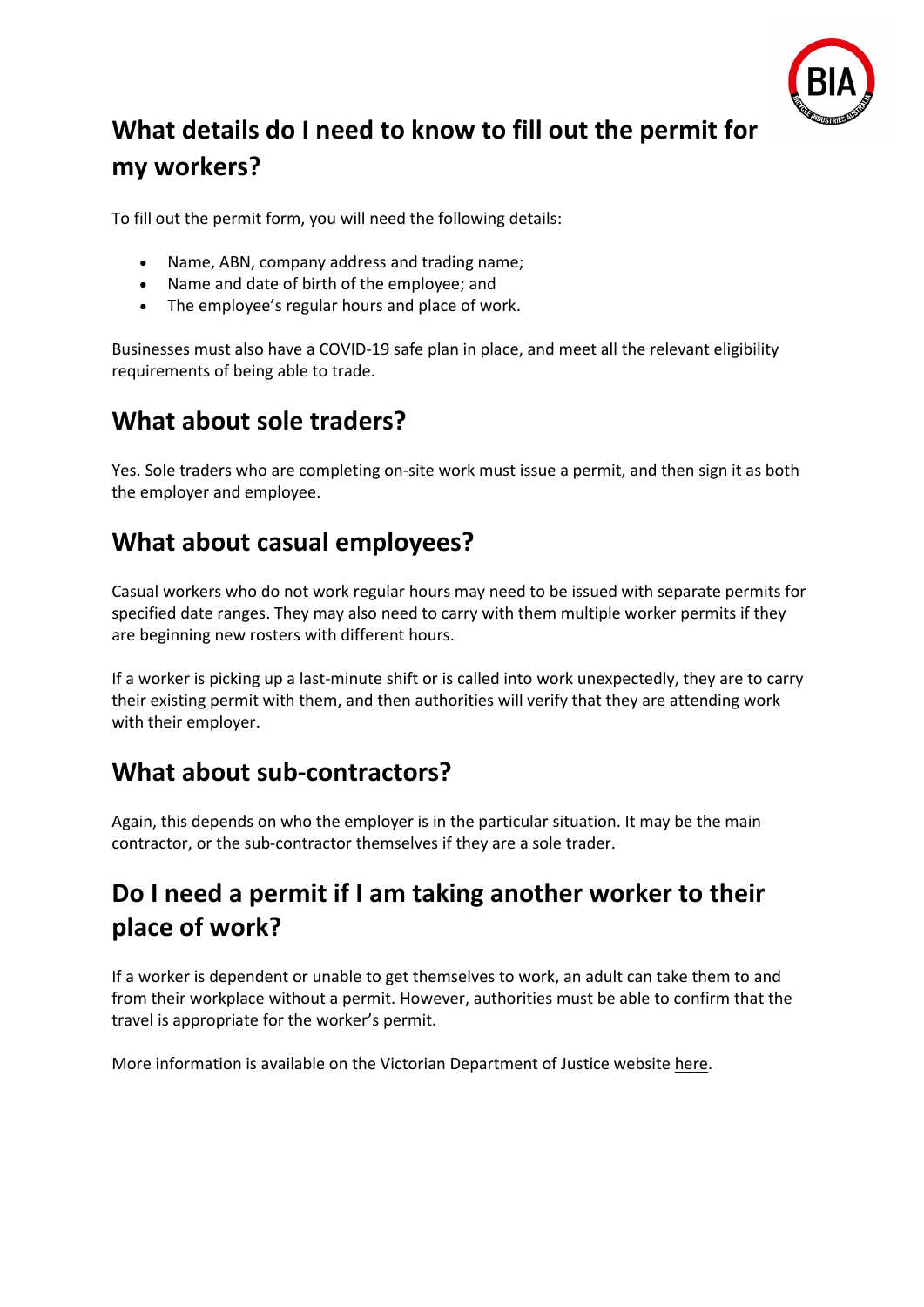## What details do I need to know to fill out the permit for my workers?

To fill out the permit form, you will need the following details:

- Name, ABN, company address and trading name;
- Name and date of birth of the employee; and
- The employee's regular hours and place of work.

Businesses must also have a COVID-19 safe plan in place, and meet all the relevant eligibility requirements of being able to trade.

## What about sole traders?

Yes. Sole traders who are completing on-site work must issue a permit, and then sign it as both the employer and employee.

## What about casual employees?

Casual workers who do not work regular hours may need to be issued with separate permits for specified date ranges. They may also need to carry with them multiple worker permits if they are beginning new rosters with different hours.

If a worker is picking up a last-minute shift or is called into work unexpectedly, they are to carry their existing permit with them, and then authorities will verify that they are attending work with their employer.

## What about sub-contractors?

Again, this depends on who the employer is in the particular situation. It may be the main contractor, or the sub-contractor themselves if they are a sole trader.

## Do I need a permit if I am taking another worker to their place of work?

If a worker is dependent or unable to get themselves to work, an adult can take them to and from their workplace without a permit. However, authorities must be able to confirm that the travel is appropriate for the worker's permit.

More information is available on the Victorian Department of Justice website here.